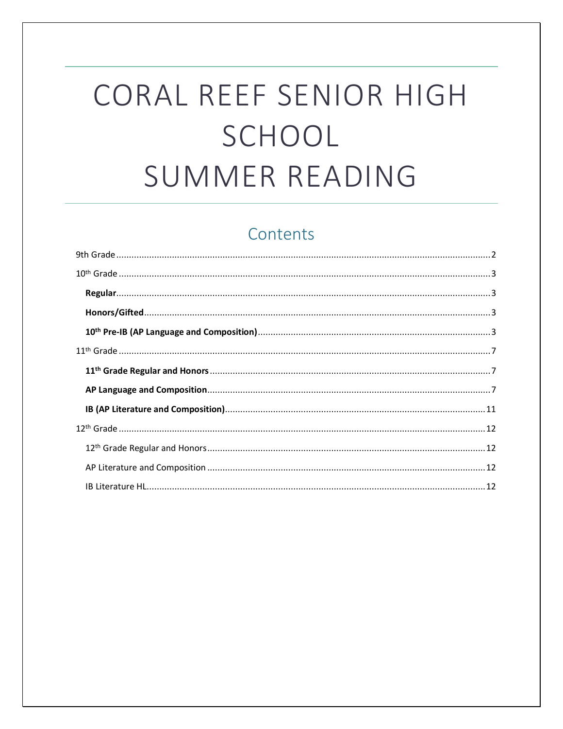# CORAL REEF SENIOR HIGH SCHOOL SUMMER READING

## Contents

9th Grade .......... 2

10th Grade .......... 3

- **Regular** .......... 3
- **Honors/Gifted** .......... 3
- **10th Pre-IB (AP Language and Composition)** .......... 3

11th Grade .......... 7

- **11th Grade Regular and Honors** .......... 7
- **AP Language and Composition** .......... 7
- **IB (AP Literature and Composition)** .......... 11

12th Grade .......... 12

- 12th Grade Regular and Honors .......... 12
- AP Literature and Composition .......... 12
- IB Literature HL .......... 12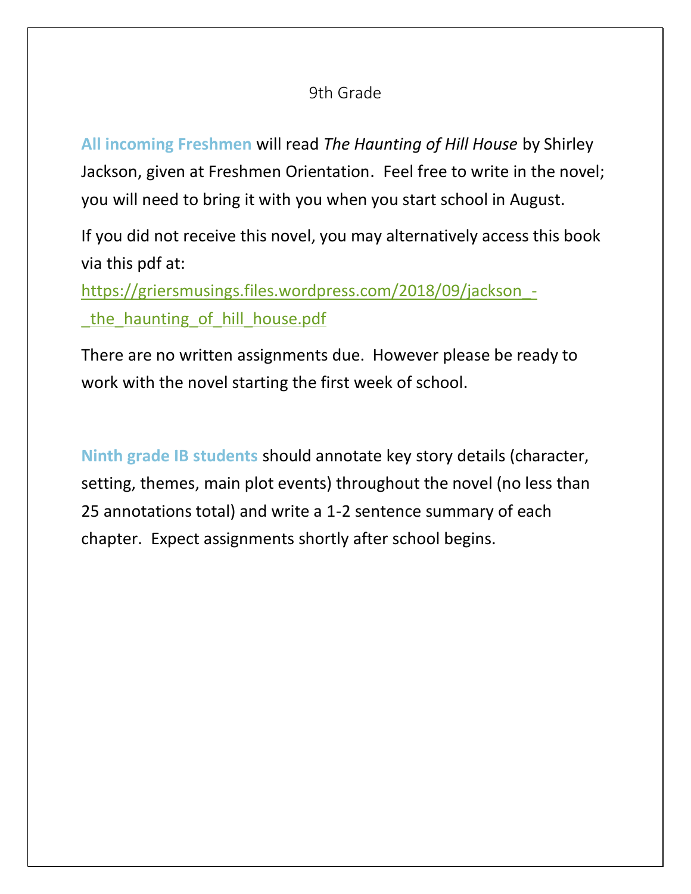# 9th Grade

**All incoming Freshmen** will read *The Haunting of Hill House* by Shirley Jackson, given at Freshmen Orientation. Feel free to write in the novel; you will need to bring it with you when you start school in August.

If you did not receive this novel, you may alternatively access this book via this pdf at:
https://griersmusings.files.wordpress.com/2018/09/jackson_-_the_haunting_of_hill_house.pdf

There are no written assignments due. However please be ready to work with the novel starting the first week of school.

**Ninth grade IB students** should annotate key story details (character, setting, themes, main plot events) throughout the novel (no less than 25 annotations total) and write a 1-2 sentence summary of each chapter. Expect assignments shortly after school begins.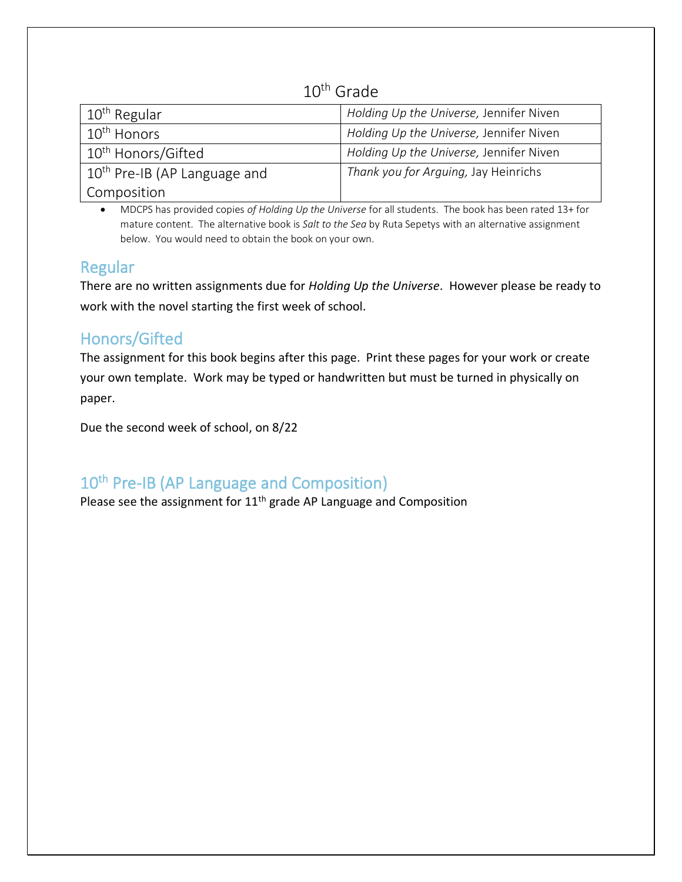# 10th Grade

| | |
|---|---|
| 10th Regular | *Holding Up the Universe,* Jennifer Niven |
| 10th Honors | *Holding Up the Universe,* Jennifer Niven |
| 10th Honors/Gifted | *Holding Up the Universe,* Jennifer Niven |
| 10th Pre-IB (AP Language and Composition | *Thank you for Arguing,* Jay Heinrichs |

- MDCPS has provided copies *of Holding Up the Universe* for all students. The book has been rated 13+ for mature content. The alternative book is *Salt to the Sea* by Ruta Sepetys with an alternative assignment below. You would need to obtain the book on your own.

## Regular

There are no written assignments due for *Holding Up the Universe*. However please be ready to work with the novel starting the first week of school.

## Honors/Gifted

The assignment for this book begins after this page. Print these pages for your work or create your own template. Work may be typed or handwritten but must be turned in physically on paper.

Due the second week of school, on 8/22

## 10th Pre-IB (AP Language and Composition)

Please see the assignment for 11th grade AP Language and Composition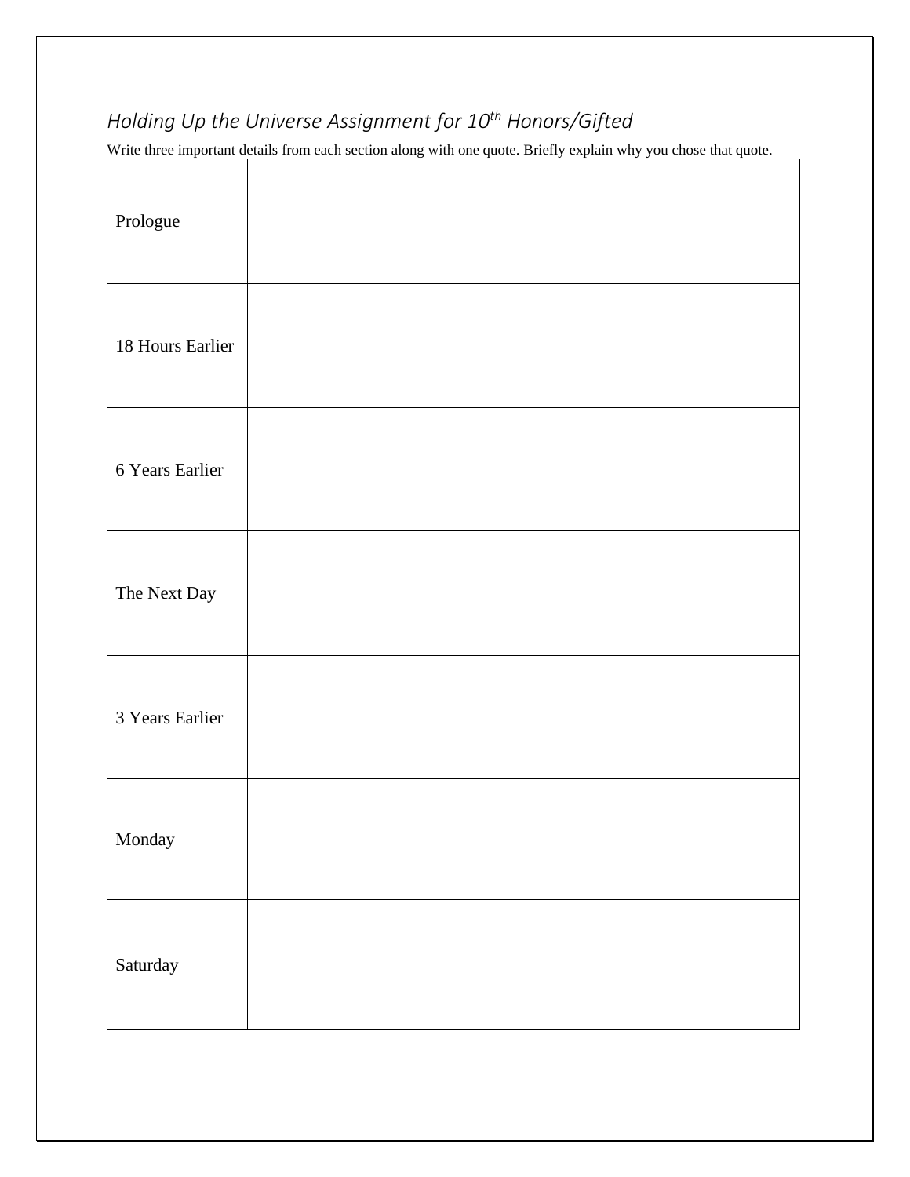## *Holding Up the Universe Assignment for 10th Honors/Gifted*

Write three important details from each section along with one quote. Briefly explain why you chose that quote.

| | |
|---|---|
| Prologue | |
| 18 Hours Earlier | |
| 6 Years Earlier | |
| The Next Day | |
| 3 Years Earlier | |
| Monday | |
| Saturday | |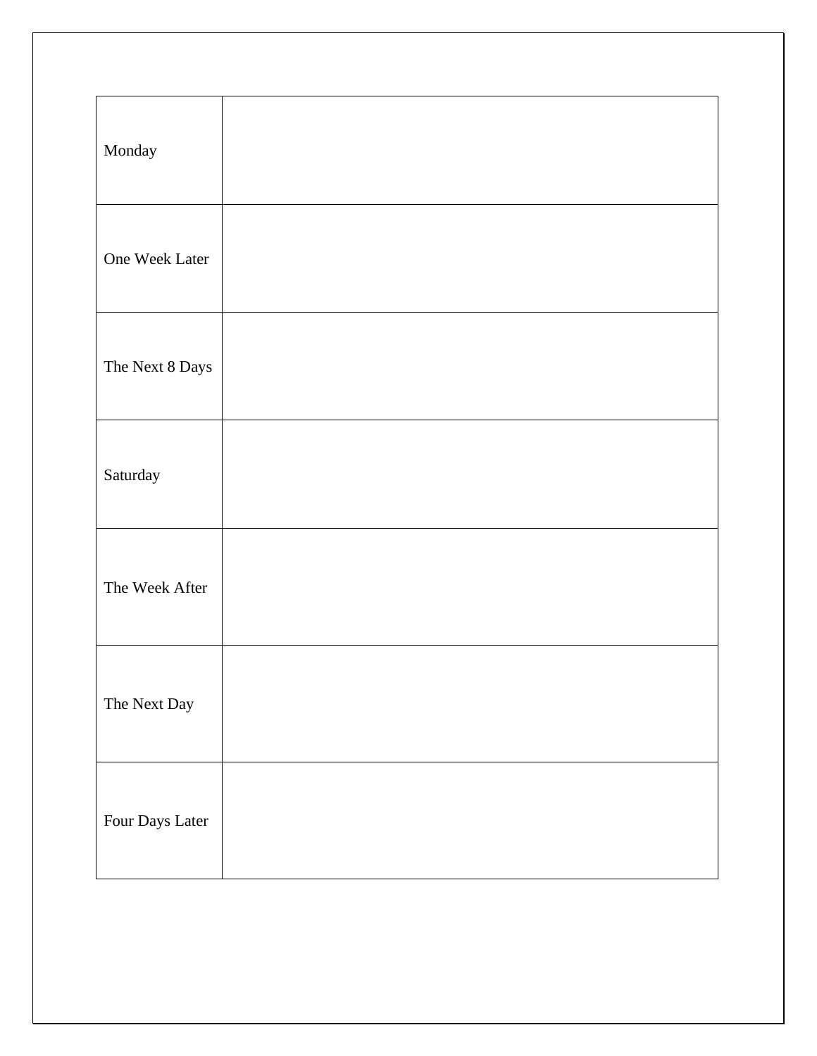| | |
|---|---|
| Monday | |
| One Week Later | |
| The Next 8 Days | |
| Saturday | |
| The Week After | |
| The Next Day | |
| Four Days Later | |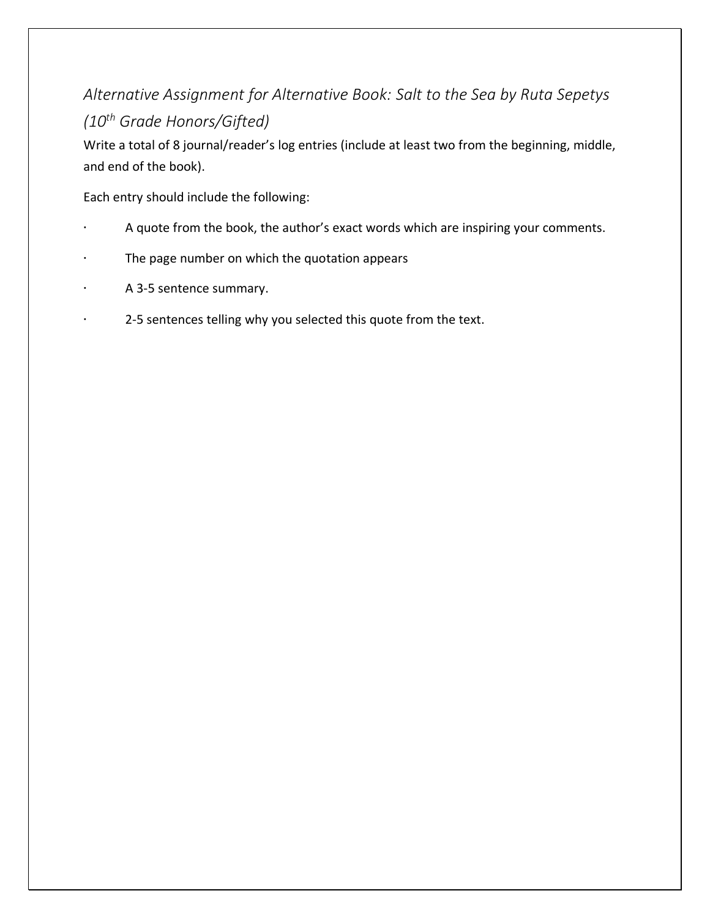*Alternative Assignment for Alternative Book: Salt to the Sea by Ruta Sepetys (10th Grade Honors/Gifted)*

Write a total of 8 journal/reader's log entries (include at least two from the beginning, middle, and end of the book).

Each entry should include the following:

- A quote from the book, the author's exact words which are inspiring your comments.
- The page number on which the quotation appears
- A 3-5 sentence summary.
- 2-5 sentences telling why you selected this quote from the text.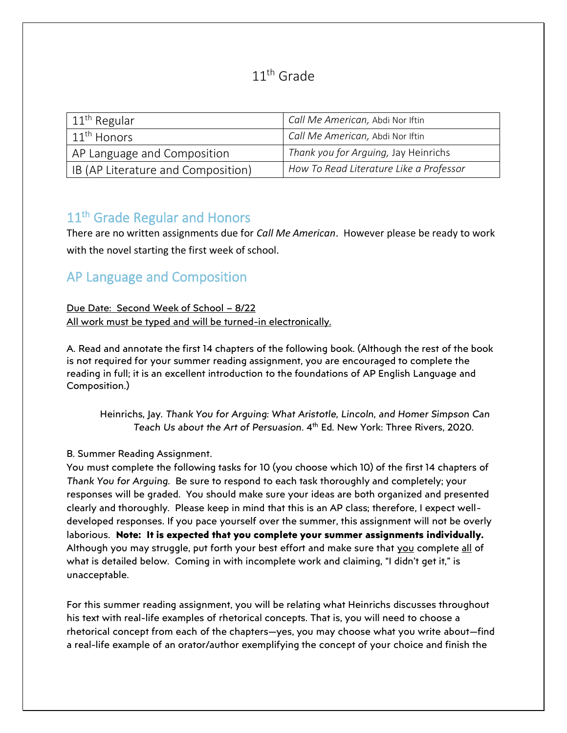# 11th Grade

| 11th Regular | *Call Me American,* Abdi Nor Iftin |
|---|---|
| 11th Honors | *Call Me American,* Abdi Nor Iftin |
| AP Language and Composition | *Thank you for Arguing,* Jay Heinrichs |
| IB (AP Literature and Composition) | *How To Read Literature Like a Professor* |

## 11th Grade Regular and Honors

There are no written assignments due for *Call Me American*. However please be ready to work with the novel starting the first week of school.

## AP Language and Composition

Due Date: Second Week of School – 8/22
All work must be typed and will be turned-in electronically.

A. Read and annotate the first 14 chapters of the following book. (Although the rest of the book is not required for your summer reading assignment, you are encouraged to complete the reading in full; it is an excellent introduction to the foundations of AP English Language and Composition.)

> Heinrichs, Jay. *Thank You for Arguing: What Aristotle, Lincoln, and Homer Simpson Can Teach Us about the Art of Persuasion.* 4th Ed. New York: Three Rivers, 2020.

B. Summer Reading Assignment.
You must complete the following tasks for 10 (you choose which 10) of the first 14 chapters of *Thank You for Arguing.* Be sure to respond to each task thoroughly and completely; your responses will be graded. You should make sure your ideas are both organized and presented clearly and thoroughly. Please keep in mind that this is an AP class; therefore, I expect well-developed responses. If you pace yourself over the summer, this assignment will not be overly laborious. **Note: It is expected that you complete your summer assignments individually.** Although you may struggle, put forth your best effort and make sure that you complete all of what is detailed below. Coming in with incomplete work and claiming, "I didn't get it," is unacceptable.

For this summer reading assignment, you will be relating what Heinrichs discusses throughout his text with real-life examples of rhetorical concepts. That is, you will need to choose a rhetorical concept from each of the chapters—yes, you may choose what you write about—find a real-life example of an orator/author exemplifying the concept of your choice and finish the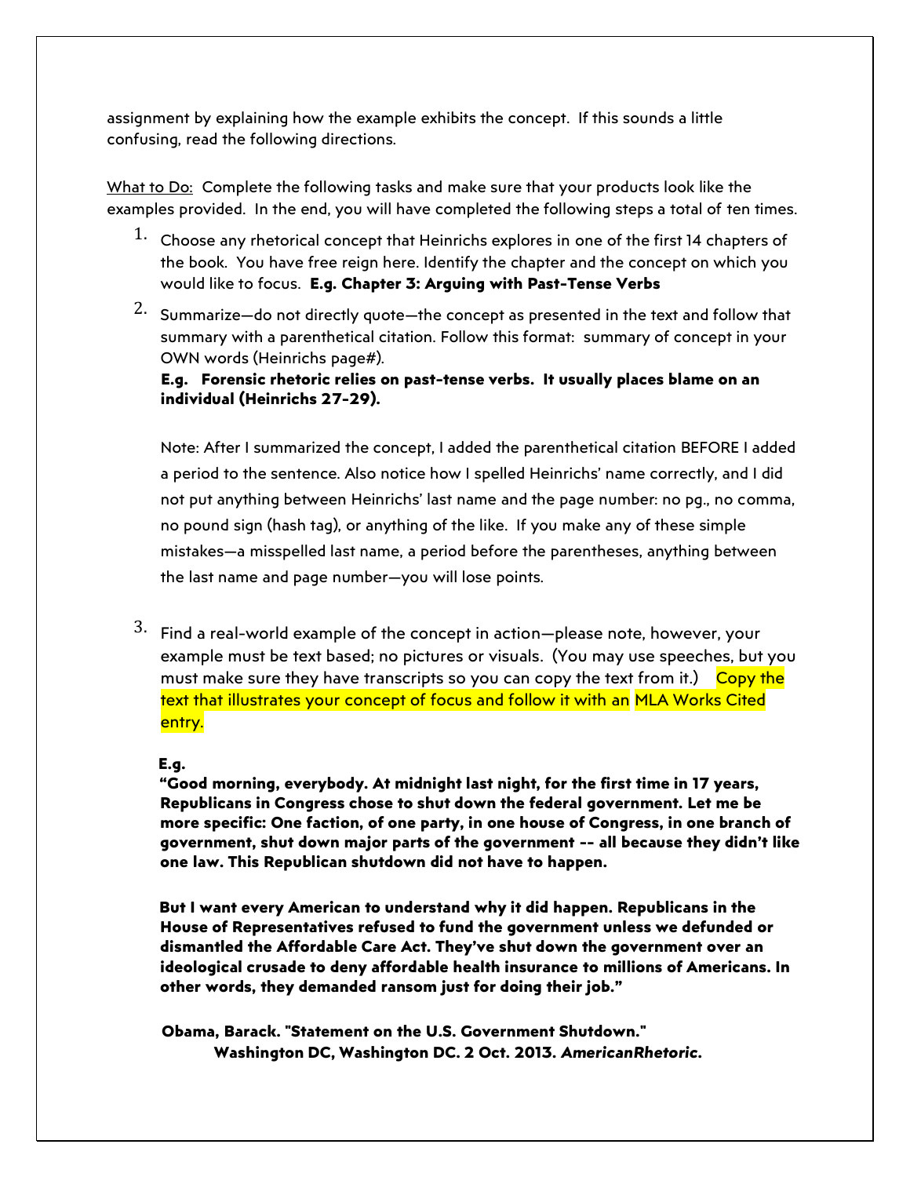assignment by explaining how the example exhibits the concept. If this sounds a little confusing, read the following directions.

What to Do: Complete the following tasks and make sure that your products look like the examples provided. In the end, you will have completed the following steps a total of ten times.

1. Choose any rhetorical concept that Heinrichs explores in one of the first 14 chapters of the book. You have free reign here. Identify the chapter and the concept on which you would like to focus. **E.g. Chapter 3: Arguing with Past-Tense Verbs**

2. Summarize—do not directly quote—the concept as presented in the text and follow that summary with a parenthetical citation. Follow this format: summary of concept in your OWN words (Heinrichs page#).
   **E.g. Forensic rhetoric relies on past-tense verbs. It usually places blame on an individual (Heinrichs 27-29).**

   Note: After I summarized the concept, I added the parenthetical citation BEFORE I added a period to the sentence. Also notice how I spelled Heinrichs' name correctly, and I did not put anything between Heinrichs' last name and the page number: no pg., no comma, no pound sign (hash tag), or anything of the like. If you make any of these simple mistakes—a misspelled last name, a period before the parentheses, anything between the last name and page number—you will lose points.

3. Find a real-world example of the concept in action—please note, however, your example must be text based; no pictures or visuals. (You may use speeches, but you must make sure they have transcripts so you can copy the text from it.) Copy the text that illustrates your concept of focus and follow it with an MLA Works Cited entry.

   **E.g.**
   **"Good morning, everybody. At midnight last night, for the first time in 17 years, Republicans in Congress chose to shut down the federal government. Let me be more specific: One faction, of one party, in one house of Congress, in one branch of government, shut down major parts of the government -- all because they didn't like one law. This Republican shutdown did not have to happen.**

   **But I want every American to understand why it did happen. Republicans in the House of Representatives refused to fund the government unless we defunded or dismantled the Affordable Care Act. They've shut down the government over an ideological crusade to deny affordable health insurance to millions of Americans. In other words, they demanded ransom just for doing their job."**

   **Obama, Barack. "Statement on the U.S. Government Shutdown." Washington DC, Washington DC. 2 Oct. 2013. *AmericanRhetoric*.**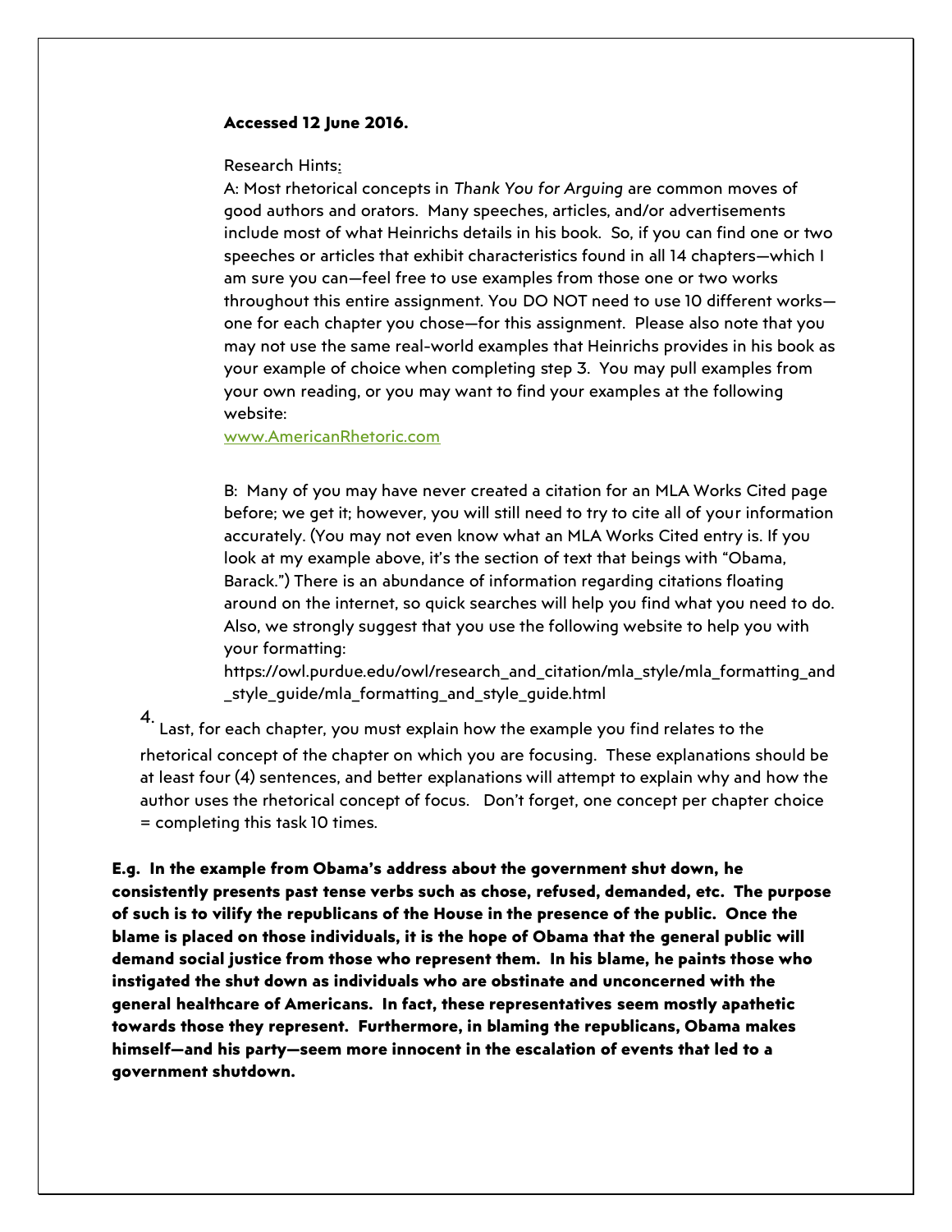**Accessed 12 June 2016.**

Research Hints:

A: Most rhetorical concepts in *Thank You for Arguing* are common moves of good authors and orators. Many speeches, articles, and/or advertisements include most of what Heinrichs details in his book. So, if you can find one or two speeches or articles that exhibit characteristics found in all 14 chapters—which I am sure you can—feel free to use examples from those one or two works throughout this entire assignment. You DO NOT need to use 10 different works—one for each chapter you chose—for this assignment. Please also note that you may not use the same real-world examples that Heinrichs provides in his book as your example of choice when completing step 3. You may pull examples from your own reading, or you may want to find your examples at the following website:

[www.AmericanRhetoric.com](www.AmericanRhetoric.com)

B: Many of you may have never created a citation for an MLA Works Cited page before; we get it; however, you will still need to try to cite all of your information accurately. (You may not even know what an MLA Works Cited entry is. If you look at my example above, it's the section of text that beings with "Obama, Barack.") There is an abundance of information regarding citations floating around on the internet, so quick searches will help you find what you need to do. Also, we strongly suggest that you use the following website to help you with your formatting:
https://owl.purdue.edu/owl/research_and_citation/mla_style/mla_formatting_and_style_guide/mla_formatting_and_style_guide.html

4. Last, for each chapter, you must explain how the example you find relates to the rhetorical concept of the chapter on which you are focusing. These explanations should be at least four (4) sentences, and better explanations will attempt to explain why and how the author uses the rhetorical concept of focus. Don't forget, one concept per chapter choice = completing this task 10 times.

**E.g. In the example from Obama's address about the government shut down, he consistently presents past tense verbs such as chose, refused, demanded, etc. The purpose of such is to vilify the republicans of the House in the presence of the public. Once the blame is placed on those individuals, it is the hope of Obama that the general public will demand social justice from those who represent them. In his blame, he paints those who instigated the shut down as individuals who are obstinate and unconcerned with the general healthcare of Americans. In fact, these representatives seem mostly apathetic towards those they represent. Furthermore, in blaming the republicans, Obama makes himself—and his party—seem more innocent in the escalation of events that led to a government shutdown.**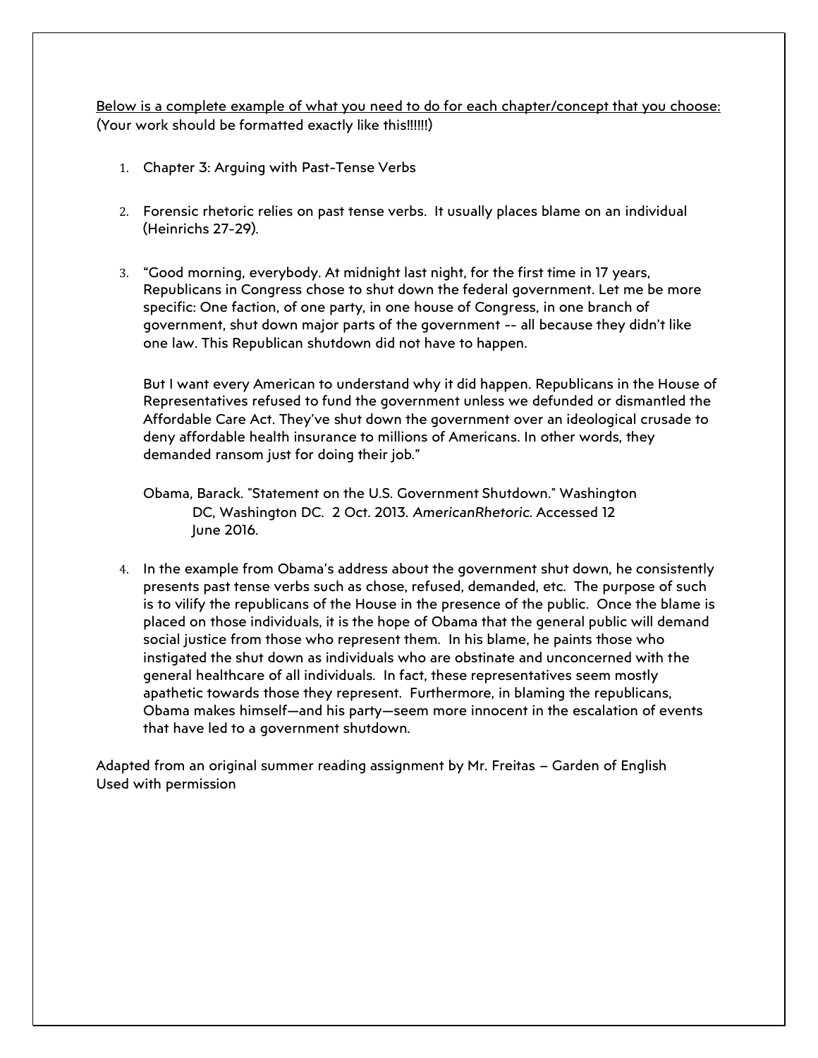<u>Below is a complete example of what you need to do for each chapter/concept that you choose:</u>
(Your work should be formatted exactly like this!!!!!!)

1. Chapter 3: Arguing with Past-Tense Verbs

2. Forensic rhetoric relies on past tense verbs. It usually places blame on an individual (Heinrichs 27-29).

3. "Good morning, everybody. At midnight last night, for the first time in 17 years, Republicans in Congress chose to shut down the federal government. Let me be more specific: One faction, of one party, in one house of Congress, in one branch of government, shut down major parts of the government -- all because they didn't like one law. This Republican shutdown did not have to happen.

   But I want every American to understand why it did happen. Republicans in the House of Representatives refused to fund the government unless we defunded or dismantled the Affordable Care Act. They've shut down the government over an ideological crusade to deny affordable health insurance to millions of Americans. In other words, they demanded ransom just for doing their job."

   Obama, Barack. "Statement on the U.S. Government Shutdown." Washington DC, Washington DC. 2 Oct. 2013. *AmericanRhetoric*. Accessed 12 June 2016.

4. In the example from Obama's address about the government shut down, he consistently presents past tense verbs such as chose, refused, demanded, etc. The purpose of such is to vilify the republicans of the House in the presence of the public. Once the blame is placed on those individuals, it is the hope of Obama that the general public will demand social justice from those who represent them. In his blame, he paints those who instigated the shut down as individuals who are obstinate and unconcerned with the general healthcare of all individuals. In fact, these representatives seem mostly apathetic towards those they represent. Furthermore, in blaming the republicans, Obama makes himself—and his party—seem more innocent in the escalation of events that have led to a government shutdown.

Adapted from an original summer reading assignment by Mr. Freitas – Garden of English
Used with permission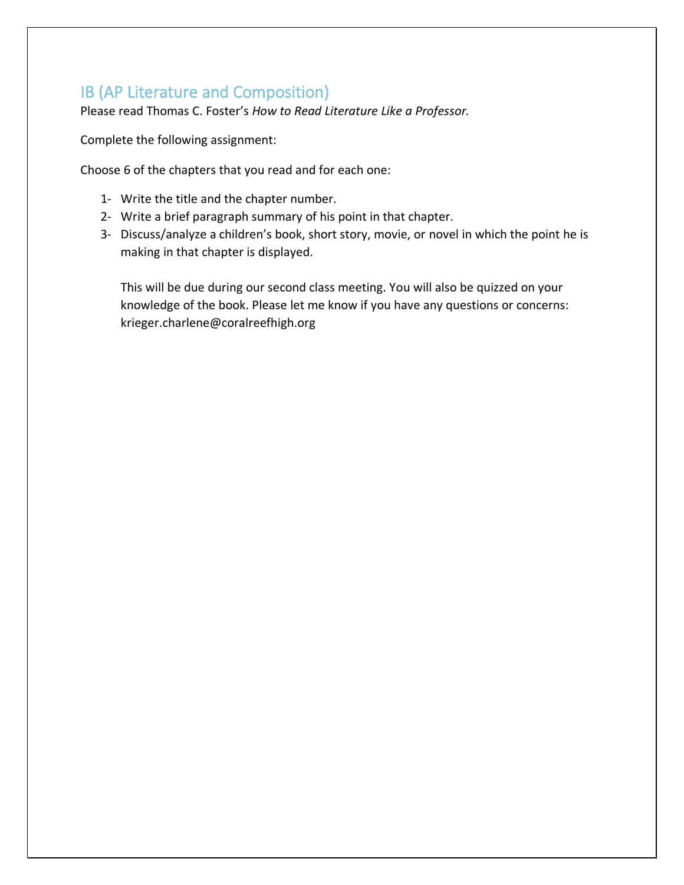## IB (AP Literature and Composition)

Please read Thomas C. Foster's *How to Read Literature Like a Professor.*

Complete the following assignment:

Choose 6 of the chapters that you read and for each one:

1- Write the title and the chapter number.
2- Write a brief paragraph summary of his point in that chapter.
3- Discuss/analyze a children's book, short story, movie, or novel in which the point he is making in that chapter is displayed.

This will be due during our second class meeting. You will also be quizzed on your knowledge of the book. Please let me know if you have any questions or concerns: krieger.charlene@coralreefhigh.org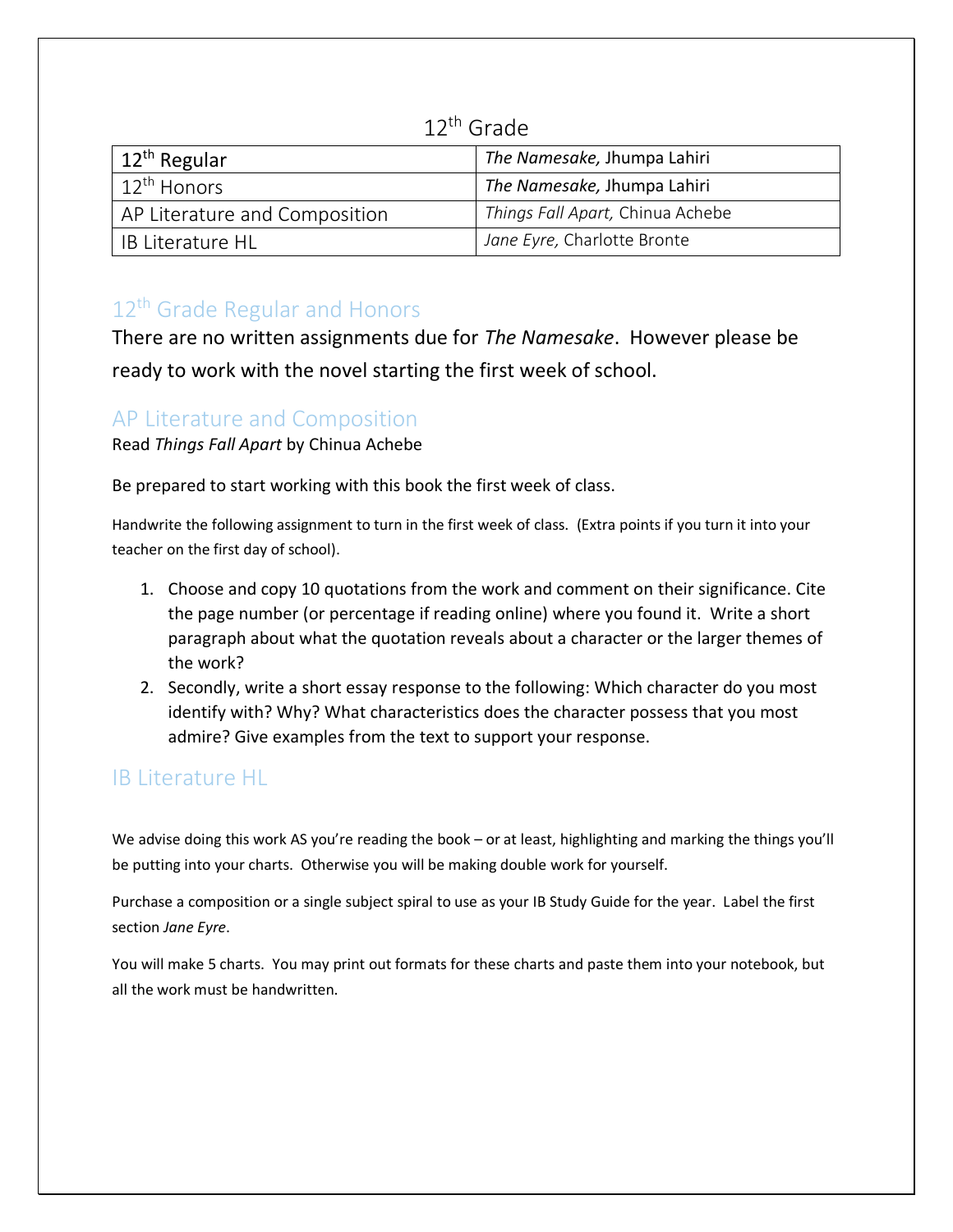# 12th Grade

| 12th Regular | *The Namesake,* Jhumpa Lahiri |
|---|---|
| 12th Honors | *The Namesake,* Jhumpa Lahiri |
| AP Literature and Composition | *Things Fall Apart,* Chinua Achebe |
| IB Literature HL | *Jane Eyre,* Charlotte Bronte |

## 12th Grade Regular and Honors

There are no written assignments due for *The Namesake*. However please be ready to work with the novel starting the first week of school.

## AP Literature and Composition

Read *Things Fall Apart* by Chinua Achebe

Be prepared to start working with this book the first week of class.

Handwrite the following assignment to turn in the first week of class. (Extra points if you turn it into your teacher on the first day of school).

1. Choose and copy 10 quotations from the work and comment on their significance. Cite the page number (or percentage if reading online) where you found it. Write a short paragraph about what the quotation reveals about a character or the larger themes of the work?
2. Secondly, write a short essay response to the following: Which character do you most identify with? Why? What characteristics does the character possess that you most admire? Give examples from the text to support your response.

## IB Literature HL

We advise doing this work AS you're reading the book – or at least, highlighting and marking the things you'll be putting into your charts. Otherwise you will be making double work for yourself.

Purchase a composition or a single subject spiral to use as your IB Study Guide for the year. Label the first section *Jane Eyre*.

You will make 5 charts. You may print out formats for these charts and paste them into your notebook, but all the work must be handwritten.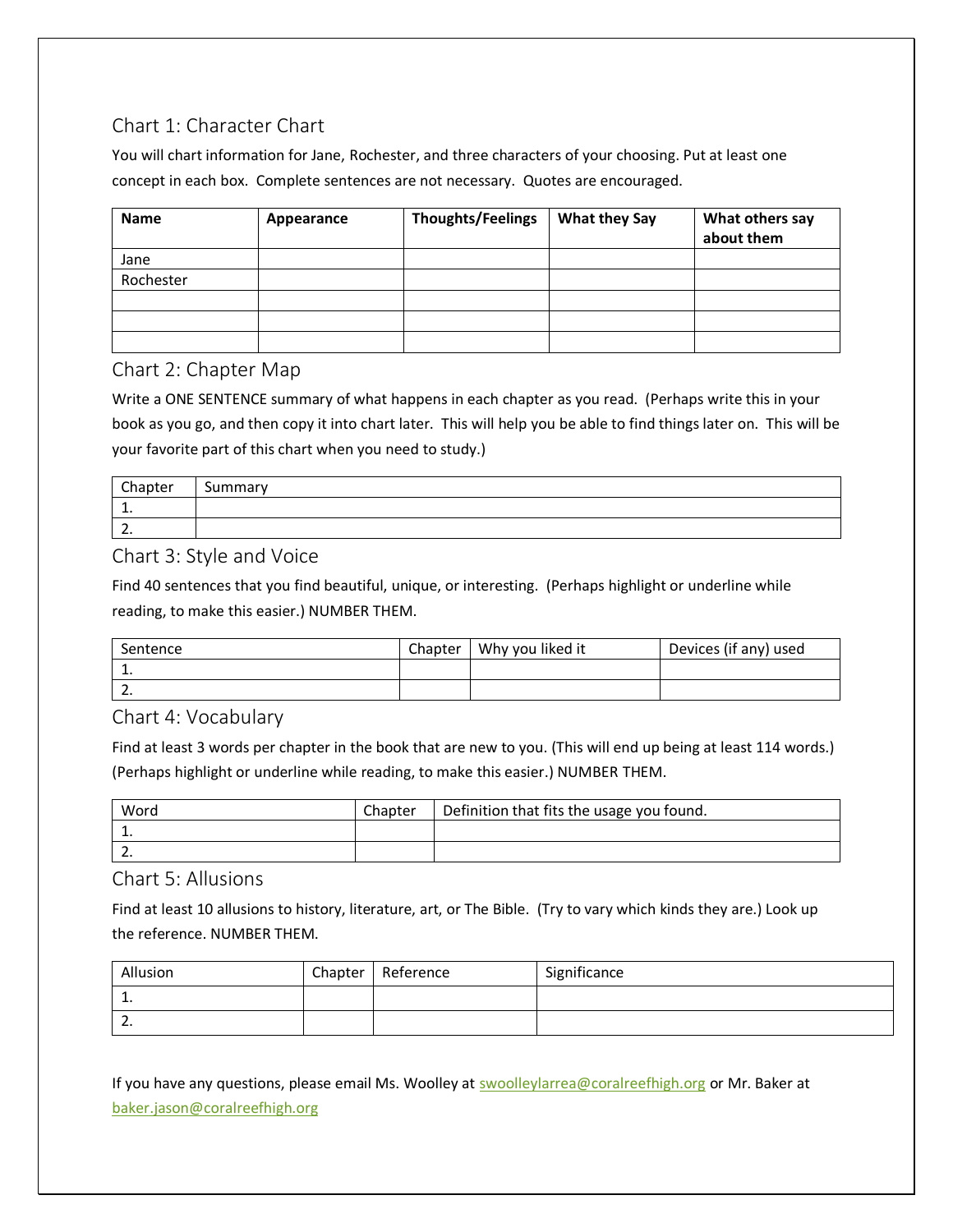## Chart 1: Character Chart

You will chart information for Jane, Rochester, and three characters of your choosing. Put at least one concept in each box. Complete sentences are not necessary. Quotes are encouraged.

| **Name** | **Appearance** | **Thoughts/Feelings** | **What they Say** | **What others say about them** |
|---|---|---|---|---|
| Jane | | | | |
| Rochester | | | | |
| | | | | |
| | | | | |
| | | | | |

## Chart 2: Chapter Map

Write a ONE SENTENCE summary of what happens in each chapter as you read. (Perhaps write this in your book as you go, and then copy it into chart later. This will help you be able to find things later on. This will be your favorite part of this chart when you need to study.)

| Chapter | Summary |
|---|---|
| 1. | |
| 2. | |

## Chart 3: Style and Voice

Find 40 sentences that you find beautiful, unique, or interesting. (Perhaps highlight or underline while reading, to make this easier.) NUMBER THEM.

| Sentence | Chapter | Why you liked it | Devices (if any) used |
|---|---|---|---|
| 1. | | | |
| 2. | | | |

## Chart 4: Vocabulary

Find at least 3 words per chapter in the book that are new to you. (This will end up being at least 114 words.) (Perhaps highlight or underline while reading, to make this easier.) NUMBER THEM.

| Word | Chapter | Definition that fits the usage you found. |
|---|---|---|
| 1. | | |
| 2. | | |

## Chart 5: Allusions

Find at least 10 allusions to history, literature, art, or The Bible. (Try to vary which kinds they are.) Look up the reference. NUMBER THEM.

| Allusion | Chapter | Reference | Significance |
|---|---|---|---|
| 1. | | | |
| 2. | | | |

If you have any questions, please email Ms. Woolley at swoolleylarrea@coralreefhigh.org or Mr. Baker at baker.jason@coralreefhigh.org